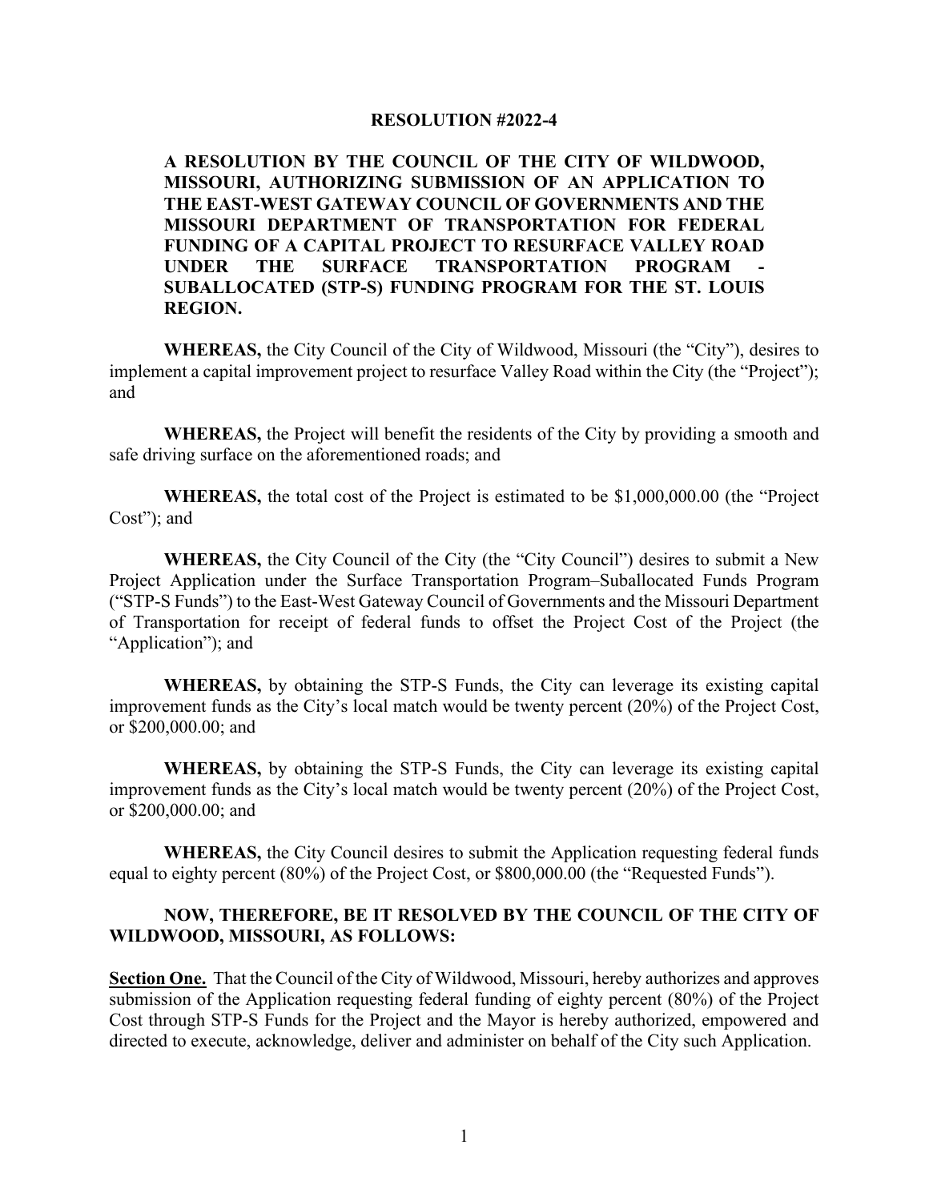# RESOLUTION #2022-4

**A RESOLUTION BY THE COUNCIL OF THE CITY OF WILDWOOD, MISSOURI, AUTHORIZING SUBMISSION OF AN APPLICATION TO THE EAST-WEST GATEWAY COUNCIL OF GOVERNMENTS AND THE MISSOURI DEPARTMENT OF TRANSPORTATION FOR FEDERAL FUNDING OF A CAPITAL PROJECT TO RESURFACE VALLEY ROAD UNDER THE SURFACE TRANSPORTATION PROGRAM - SUBALLOCATED (STP-S) FUNDING PROGRAM FOR THE ST. LOUIS REGION.**

**WHEREAS,** the City Council of the City of Wildwood, Missouri (the "City"), desires to implement a capital improvement project to resurface Valley Road within the City (the "Project"); and

**WHEREAS,** the Project will benefit the residents of the City by providing a smooth and safe driving surface on the aforementioned roads; and

**WHEREAS,** the total cost of the Project is estimated to be $1,000,000.00 (the "Project Cost"); and

**WHEREAS,** the City Council of the City (the "City Council") desires to submit a New Project Application under the Surface Transportation Program–Suballocated Funds Program ("STP-S Funds") to the East-West Gateway Council of Governments and the Missouri Department of Transportation for receipt of federal funds to offset the Project Cost of the Project (the "Application"); and

**WHEREAS,** by obtaining the STP-S Funds, the City can leverage its existing capital improvement funds as the City's local match would be twenty percent (20%) of the Project Cost, or $200,000.00; and

**WHEREAS,** by obtaining the STP-S Funds, the City can leverage its existing capital improvement funds as the City's local match would be twenty percent (20%) of the Project Cost, or $200,000.00; and

**WHEREAS,** the City Council desires to submit the Application requesting federal funds equal to eighty percent (80%) of the Project Cost, or $800,000.00 (the "Requested Funds").

**NOW, THEREFORE, BE IT RESOLVED BY THE COUNCIL OF THE CITY OF WILDWOOD, MISSOURI, AS FOLLOWS:**

**Section One.** That the Council of the City of Wildwood, Missouri, hereby authorizes and approves submission of the Application requesting federal funding of eighty percent (80%) of the Project Cost through STP-S Funds for the Project and the Mayor is hereby authorized, empowered and directed to execute, acknowledge, deliver and administer on behalf of the City such Application.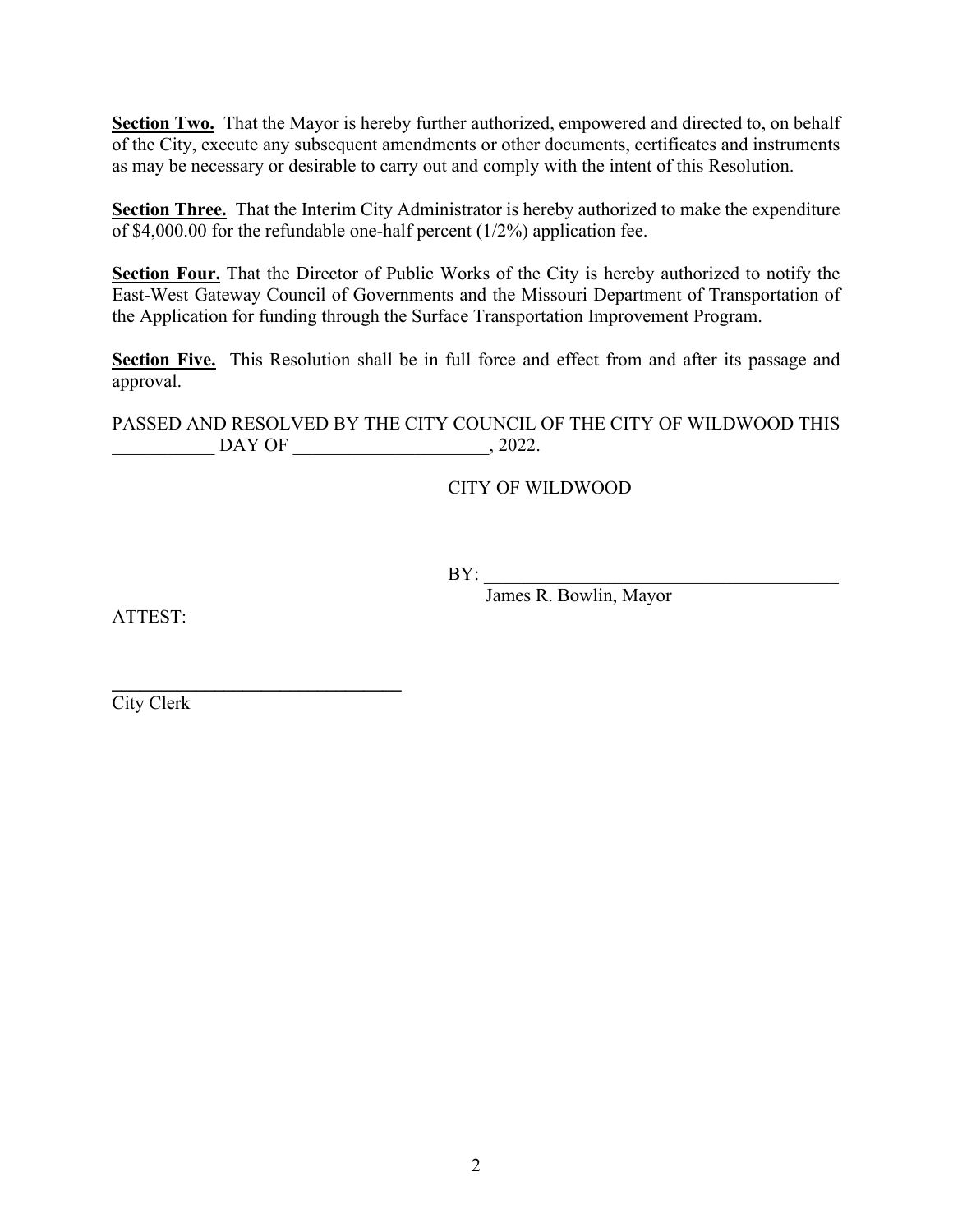<u>**Section Two.**</u> That the Mayor is hereby further authorized, empowered and directed to, on behalf of the City, execute any subsequent amendments or other documents, certificates and instruments as may be necessary or desirable to carry out and comply with the intent of this Resolution.

<u>**Section Three.**</u> That the Interim City Administrator is hereby authorized to make the expenditure of $4,000.00 for the refundable one-half percent (1/2%) application fee.

<u>**Section Four.**</u> That the Director of Public Works of the City is hereby authorized to notify the East-West Gateway Council of Governments and the Missouri Department of Transportation of the Application for funding through the Surface Transportation Improvement Program.

<u>**Section Five.**</u> This Resolution shall be in full force and effect from and after its passage and approval.

PASSED AND RESOLVED BY THE CITY COUNCIL OF THE CITY OF WILDWOOD THIS ___________ DAY OF _____________________, 2022.

CITY OF WILDWOOD

BY: _______________________________________
James R. Bowlin, Mayor

ATTEST:

_______________________________
City Clerk